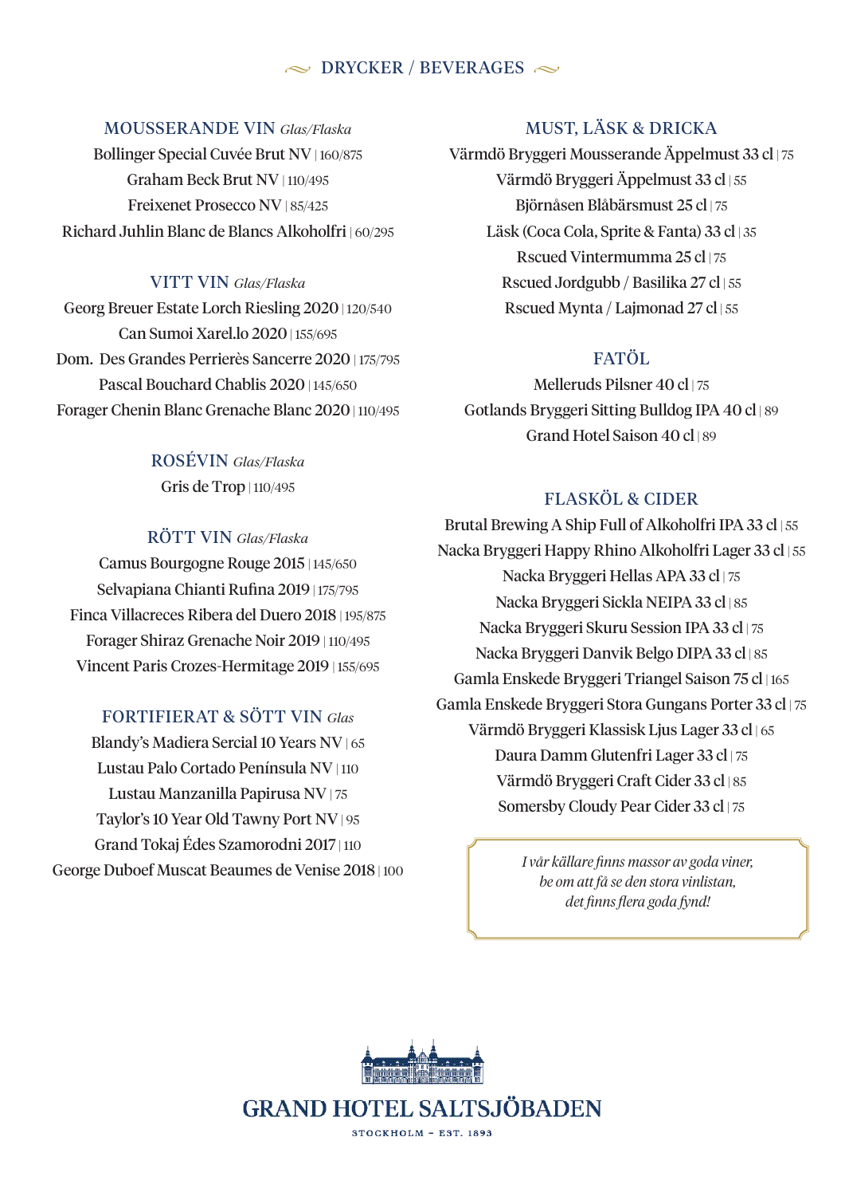# DRYCKER / BEVERAGES

## MOUSSERANDE VIN *Glas/Flaska*

Bollinger Special Cuvée Brut NV | 160/875
Graham Beck Brut NV | 110/495
Freixenet Prosecco NV | 85/425
Richard Juhlin Blanc de Blancs Alkoholfri | 60/295

## VITT VIN *Glas/Flaska*

Georg Breuer Estate Lorch Riesling 2020 | 120/540
Can Sumoi Xarel.lo 2020 | 155/695
Dom. Des Grandes Perrierès Sancerre 2020 | 175/795
Pascal Bouchard Chablis 2020 | 145/650
Forager Chenin Blanc Grenache Blanc 2020 | 110/495

## ROSÉVIN *Glas/Flaska*

Gris de Trop | 110/495

## RÖTT VIN *Glas/Flaska*

Camus Bourgogne Rouge 2015 | 145/650
Selvapiana Chianti Rufina 2019 | 175/795
Finca Villacreces Ribera del Duero 2018 | 195/875
Forager Shiraz Grenache Noir 2019 | 110/495
Vincent Paris Crozes-Hermitage 2019 | 155/695

## FORTIFIERAT & SÖTT VIN *Glas*

Blandy's Madiera Sercial 10 Years NV | 65
Lustau Palo Cortado Península NV | 110
Lustau Manzanilla Papirusa NV | 75
Taylor's 10 Year Old Tawny Port NV | 95
Grand Tokaj Édes Szamorodni 2017 | 110
George Duboef Muscat Beaumes de Venise 2018 | 100

## MUST, LÄSK & DRICKA

Värmdö Bryggeri Mousserande Äppelmust 33 cl | 75
Värmdö Bryggeri Äppelmust 33 cl | 55
Björnåsen Blåbärsmust 25 cl | 75
Läsk (Coca Cola, Sprite & Fanta) 33 cl | 35
Rscued Vintermumma 25 cl | 75
Rscued Jordgubb / Basilika 27 cl | 55
Rscued Mynta / Lajmonad 27 cl | 55

## FATÖL

Melleruds Pilsner 40 cl | 75
Gotlands Bryggeri Sitting Bulldog IPA 40 cl | 89
Grand Hotel Saison 40 cl | 89

## FLASKÖL & CIDER

Brutal Brewing A Ship Full of Alkoholfri IPA 33 cl | 55
Nacka Bryggeri Happy Rhino Alkoholfri Lager 33 cl | 55
Nacka Bryggeri Hellas APA 33 cl | 75
Nacka Bryggeri Sickla NEIPA 33 cl | 85
Nacka Bryggeri Skuru Session IPA 33 cl | 75
Nacka Bryggeri Danvik Belgo DIPA 33 cl | 85
Gamla Enskede Bryggeri Triangel Saison 75 cl | 165
Gamla Enskede Bryggeri Stora Gungans Porter 33 cl | 75
Värmdö Bryggeri Klassisk Ljus Lager 33 cl | 65
Daura Damm Glutenfri Lager 33 cl | 75
Värmdö Bryggeri Craft Cider 33 cl | 85
Somersby Cloudy Pear Cider 33 cl | 75

*I vår källare finns massor av goda viner,*
*be om att få se den stora vinlistan,*
*det finns flera goda fynd!*

GRAND HOTEL SALTSJÖBADEN

STOCKHOLM – EST. 1893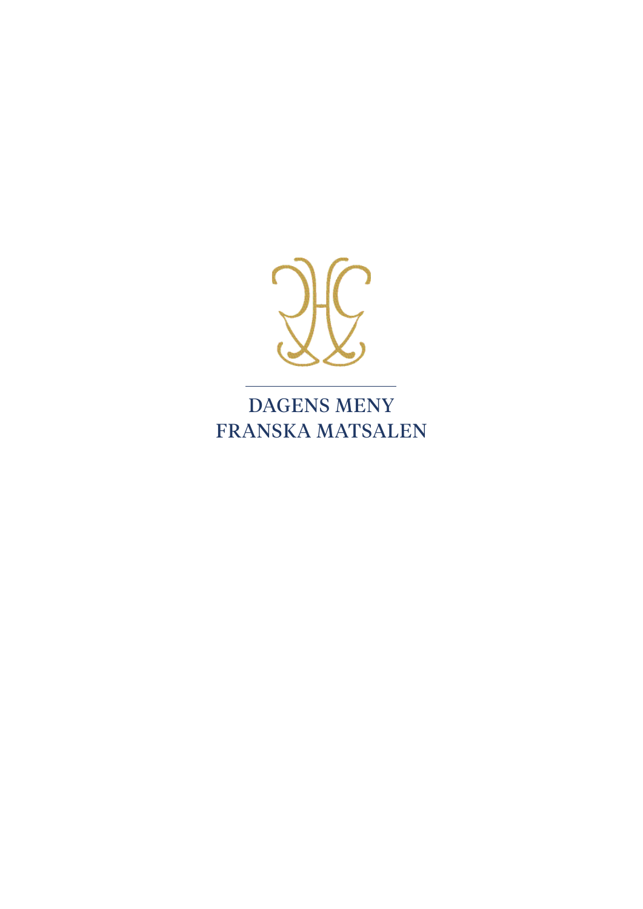# DAGENS MENY
# FRANSKA MATSALEN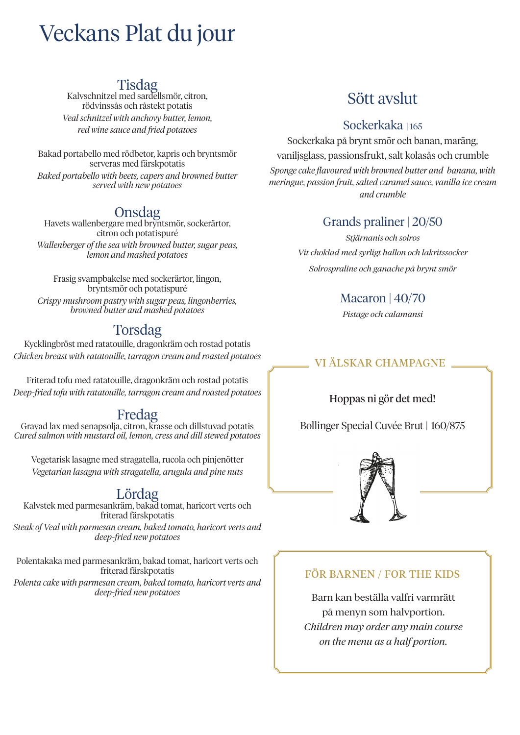# Veckans Plat du jour

## Tisdag

Kalvschnitzel med sardellsmör, citron, rödvinssås och råstekt potatis

*Veal schnitzel with anchovy butter, lemon, red wine sauce and fried potatoes*

Bakad portabello med rödbetor, kapris och bryntsmör serveras med färskpotatis

*Baked portabello with beets, capers and browned butter served with new potatoes*

## Onsdag

Havets wallenbergare med bryntsmör, sockerärtor, citron och potatispuré

*Wallenberger of the sea with browned butter, sugar peas, lemon and mashed potatoes*

Frasig svampbakelse med sockerärtor, lingon, bryntsmör och potatispuré

*Crispy mushroom pastry with sugar peas, lingonberries, browned butter and mashed potatoes*

## Torsdag

Kycklingbröst med ratatouille, dragonkräm och rostad potatis

*Chicken breast with ratatouille, tarragon cream and roasted potatoes*

Friterad tofu med ratatouille, dragonkräm och rostad potatis

*Deep-fried tofu with ratatouille, tarragon cream and roasted potatoes*

## Fredag

Gravad lax med senapsolja, citron, krasse och dillstuvad potatis

*Cured salmon with mustard oil, lemon, cress and dill stewed potatoes*

Vegetarisk lasagne med stragatella, rucola och pinjenötter

*Vegetarian lasagna with stragatella, arugula and pine nuts*

## Lördag

Kalvstek med parmesankräm, bakad tomat, haricort verts och friterad färskpotatis

*Steak of Veal with parmesan cream, baked tomato, haricort verts and deep-fried new potatoes*

Polentakaka med parmesankräm, bakad tomat, haricort verts och friterad färskpotatis

*Polenta cake with parmesan cream, baked tomato, haricort verts and deep-fried new potatoes*

# Sött avslut

## Sockerkaka | 165

Sockerkaka på brynt smör och banan, maräng, vaniljsglass, passionsfrukt, salt kolasås och crumble

*Sponge cake flavoured with browned butter and banana, with meringue, passion fruit, salted caramel sauce, vanilla ice cream and crumble*

## Grands praliner | 20/50

*Stjärnanis och solros*

*Vit choklad med syrligt hallon och lakritssocker*

*Solrospraline och ganache på brynt smör*

## Macaron | 40/70

*Pistage och calamansi*

### VI ÄLSKAR CHAMPAGNE

Hoppas ni gör det med!

Bollinger Special Cuvée Brut | 160/875

### FÖR BARNEN / FOR THE KIDS

Barn kan beställa valfri varmrätt på menyn som halvportion.

*Children may order any main course on the menu as a half portion.*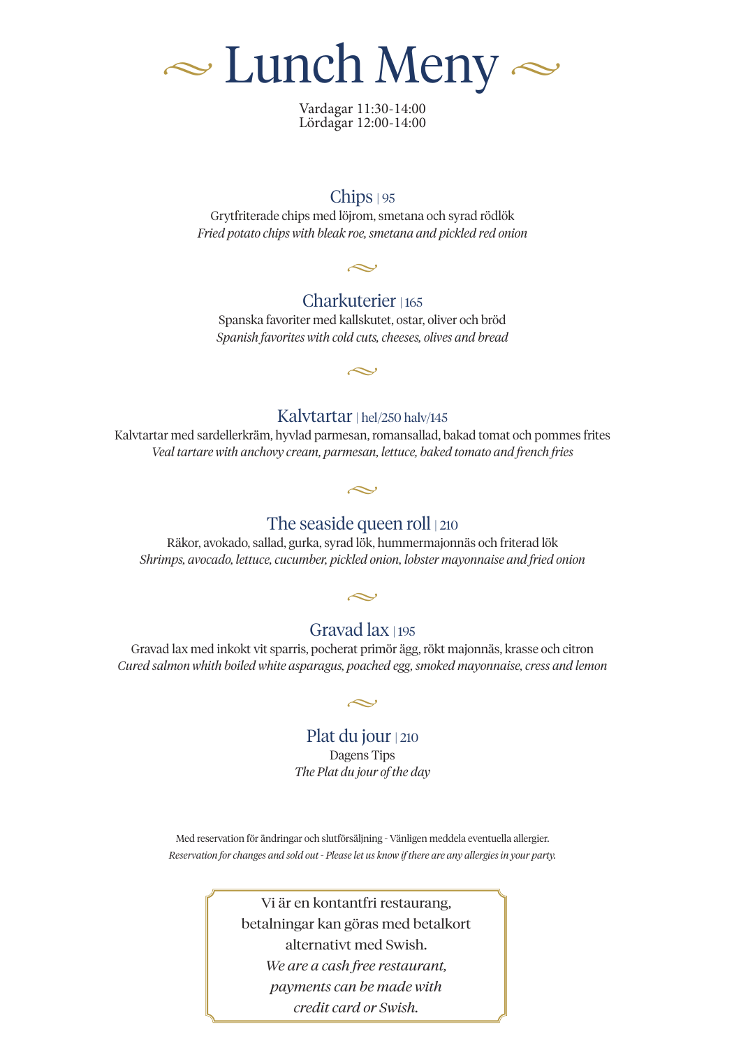# Lunch Meny

Vardagar 11:30-14:00
Lördagar 12:00-14:00

## Chips | 95

Grytfriterade chips med löjrom, smetana och syrad rödlök
*Fried potato chips with bleak roe, smetana and pickled red onion*

## Charkuterier | 165

Spanska favoriter med kallskutet, ostar, oliver och bröd
*Spanish favorites with cold cuts, cheeses, olives and bread*

## Kalvtartar | hel/250 halv/145

Kalvtartar med sardellerkräm, hyvlad parmesan, romansallad, bakad tomat och pommes frites
*Veal tartare with anchovy cream, parmesan, lettuce, baked tomato and french fries*

## The seaside queen roll | 210

Räkor, avokado, sallad, gurka, syrad lök, hummermajonnäs och friterad lök
*Shrimps, avocado, lettuce, cucumber, pickled onion, lobster mayonnaise and fried onion*

## Gravad lax | 195

Gravad lax med inkokt vit sparris, pocherat primör ägg, rökt majonnäs, krasse och citron
*Cured salmon whith boiled white asparagus, poached egg, smoked mayonnaise, cress and lemon*

## Plat du jour | 210

Dagens Tips
*The Plat du jour of the day*

Med reservation för ändringar och slutförsäljning - Vänligen meddela eventuella allergier.
*Reservation for changes and sold out - Please let us know if there are any allergies in your party.*

Vi är en kontantfri restaurang, betalningar kan göras med betalkort alternativt med Swish.
*We are a cash free restaurant, payments can be made with credit card or Swish.*